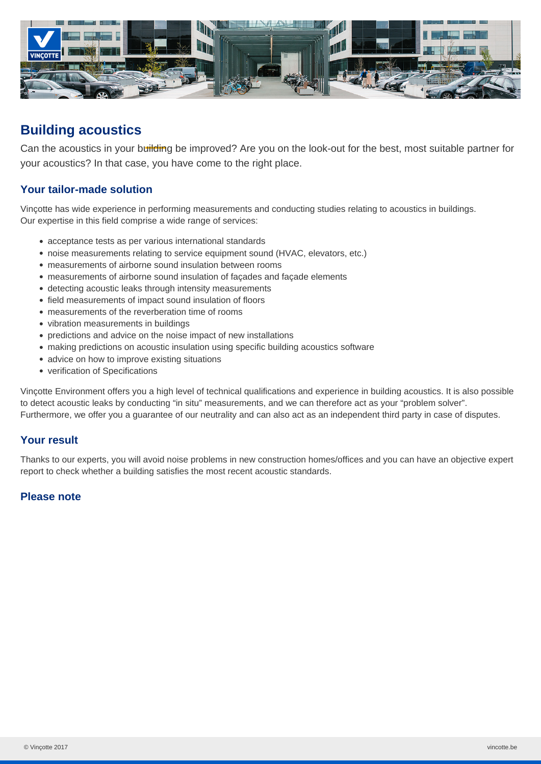# Building acoustics

Can the acoustics in your building be improved? Are you on the look-out for the best, most suitable partner for your acoustics? In that case, you have come to the right place.

## Your tailor-made solution

Vinçotte has wide experience in performing measurements and conducting studies relating to acoustics in buildings. Our expertise in this field comprise a wide range of services:

- acceptance tests as per various international standards
- noise measurements relating to service equipment sound (HVAC, elevators, etc.)
- measurements of airborne sound insulation between rooms
- measurements of airborne sound insulation of façades and façade elements
- detecting acoustic leaks through intensity measurements
- field measurements of impact sound insulation of floors
- measurements of the reverberation time of rooms
- vibration measurements in buildings
- predictions and advice on the noise impact of new installations
- making predictions on acoustic insulation using specific building acoustics software
- advice on how to improve existing situations
- verification of Specifications

Vinçotte Environment offers you a high level of technical qualifications and experience in building acoustics. It is also possible to detect acoustic leaks by conducting "in situ" measurements, and we can therefore act as your "problem solver". Furthermore, we offer you a guarantee of our neutrality and can also act as an independent third party in case of disputes.

## Your result

Thanks to our experts, you will avoid noise problems in new construction homes/offices and you can have an objective expert report to check whether a building satisfies the most recent acoustic standards.

## Please note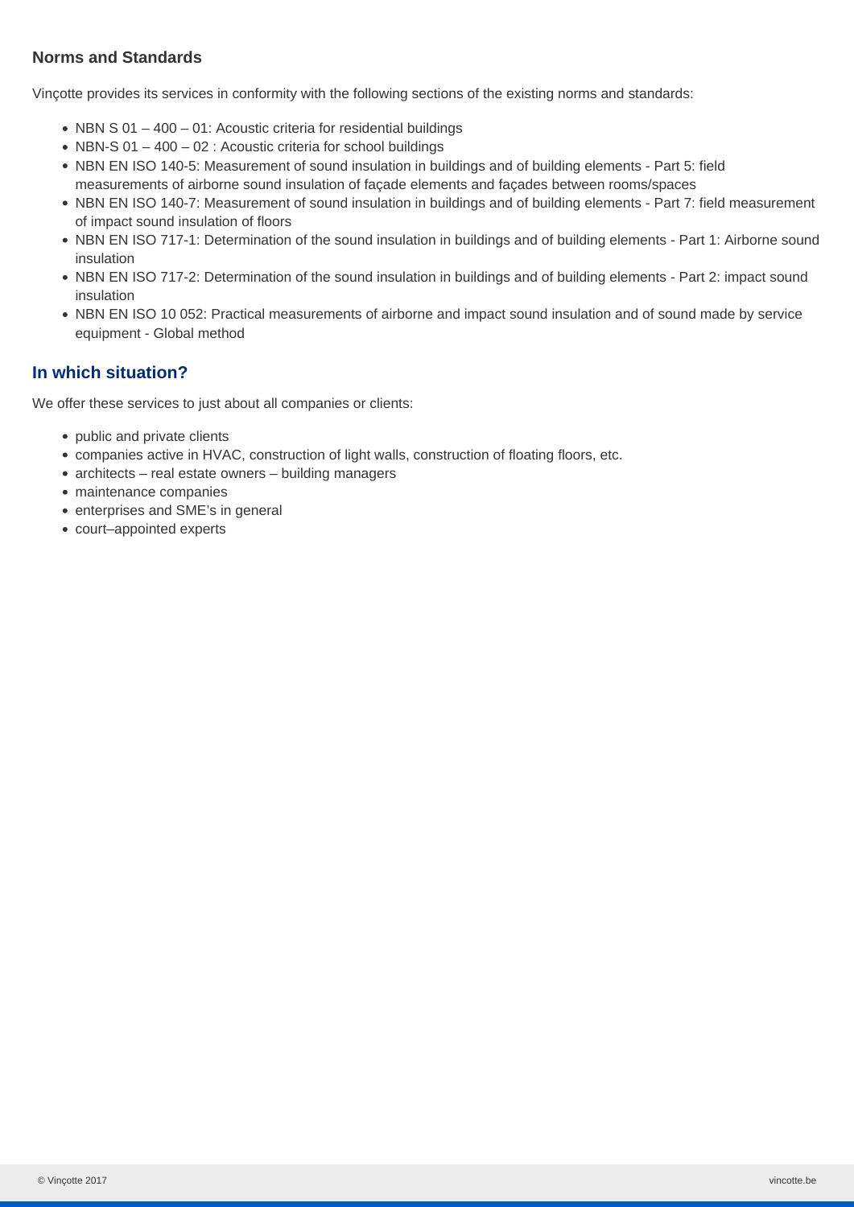### Norms and Standards

Vinçotte provides its services in conformity with the following sections of the existing norms and standards:

- NBN S 01 – 400 – 01: Acoustic criteria for residential buildings
- NBN-S 01 – 400 – 02 : Acoustic criteria for school buildings
- NBN EN ISO 140-5: Measurement of sound insulation in buildings and of building elements - Part 5: field measurements of airborne sound insulation of façade elements and façades between rooms/spaces
- NBN EN ISO 140-7: Measurement of sound insulation in buildings and of building elements - Part 7: field measurement of impact sound insulation of floors
- NBN EN ISO 717-1: Determination of the sound insulation in buildings and of building elements - Part 1: Airborne sound insulation
- NBN EN ISO 717-2: Determination of the sound insulation in buildings and of building elements - Part 2: impact sound insulation
- NBN EN ISO 10 052: Practical measurements of airborne and impact sound insulation and of sound made by service equipment - Global method

## In which situation?

We offer these services to just about all companies or clients:

- public and private clients
- companies active in HVAC, construction of light walls, construction of floating floors, etc.
- architects – real estate owners – building managers
- maintenance companies
- enterprises and SME's in general
- court–appointed experts